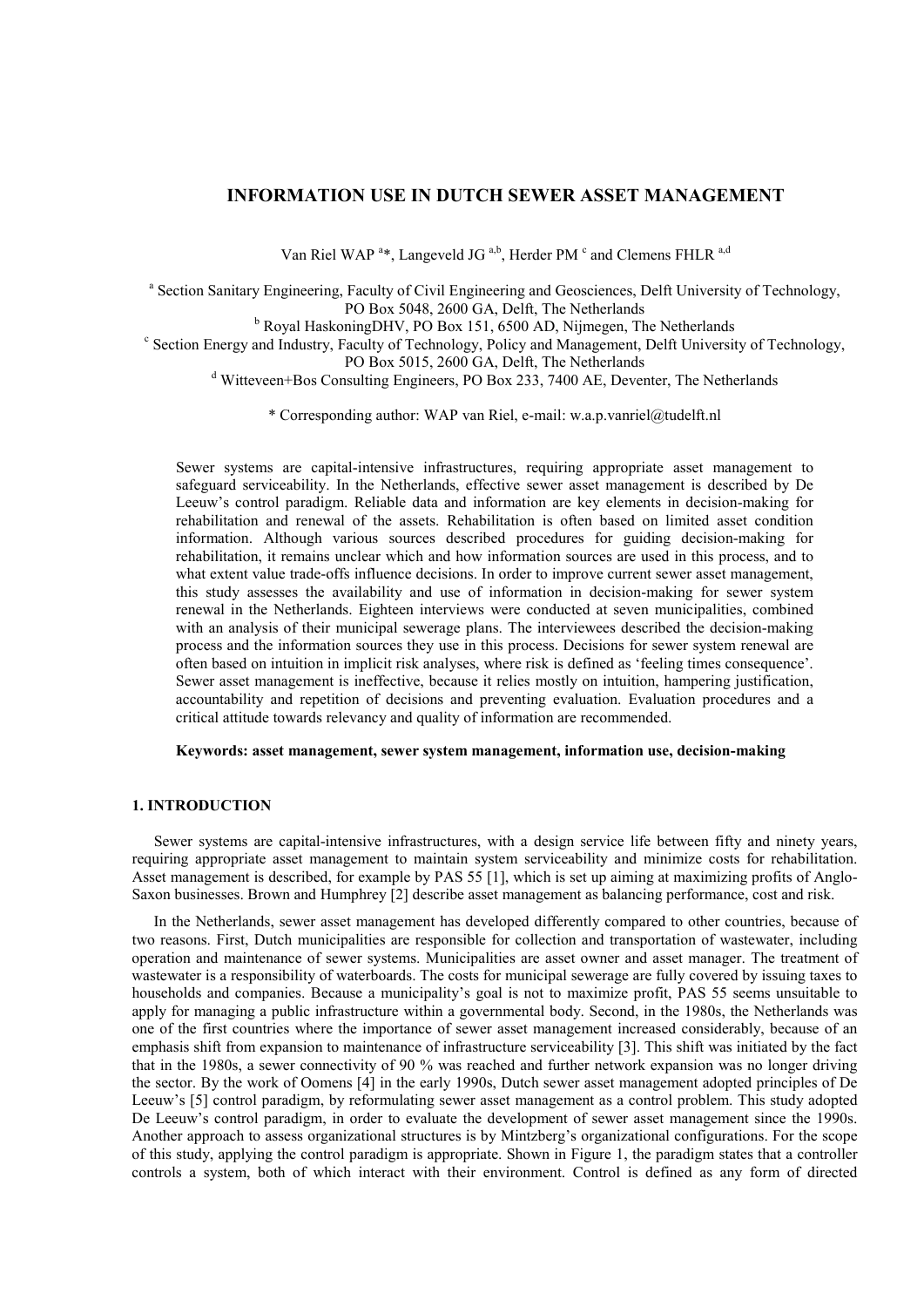# INFORMATION USE IN DUTCH SEWER ASSET MANAGEMENT

Van Riel WAP [a]*, Langeveld JG [a,b], Herder PM [c] and Clemens FHLR [a,d]

[a] Section Sanitary Engineering, Faculty of Civil Engineering and Geosciences, Delft University of Technology, PO Box 5048, 2600 GA, Delft, The Netherlands

[b] Royal HaskoningDHV, PO Box 151, 6500 AD, Nijmegen, The Netherlands

[c] Section Energy and Industry, Faculty of Technology, Policy and Management, Delft University of Technology, PO Box 5015, 2600 GA, Delft, The Netherlands

[d] Witteveen+Bos Consulting Engineers, PO Box 233, 7400 AE, Deventer, The Netherlands

\* Corresponding author: WAP van Riel, e-mail: w.a.p.vanriel@tudelft.nl

Sewer systems are capital-intensive infrastructures, requiring appropriate asset management to safeguard serviceability. In the Netherlands, effective sewer asset management is described by De Leeuw's control paradigm. Reliable data and information are key elements in decision-making for rehabilitation and renewal of the assets. Rehabilitation is often based on limited asset condition information. Although various sources described procedures for guiding decision-making for rehabilitation, it remains unclear which and how information sources are used in this process, and to what extent value trade-offs influence decisions. In order to improve current sewer asset management, this study assesses the availability and use of information in decision-making for sewer system renewal in the Netherlands. Eighteen interviews were conducted at seven municipalities, combined with an analysis of their municipal sewerage plans. The interviewees described the decision-making process and the information sources they use in this process. Decisions for sewer system renewal are often based on intuition in implicit risk analyses, where risk is defined as 'feeling times consequence'. Sewer asset management is ineffective, because it relies mostly on intuition, hampering justification, accountability and repetition of decisions and preventing evaluation. Evaluation procedures and a critical attitude towards relevancy and quality of information are recommended.

**Keywords: asset management, sewer system management, information use, decision-making**

## 1. INTRODUCTION

Sewer systems are capital-intensive infrastructures, with a design service life between fifty and ninety years, requiring appropriate asset management to maintain system serviceability and minimize costs for rehabilitation. Asset management is described, for example by PAS 55 [1], which is set up aiming at maximizing profits of Anglo-Saxon businesses. Brown and Humphrey [2] describe asset management as balancing performance, cost and risk.

In the Netherlands, sewer asset management has developed differently compared to other countries, because of two reasons. First, Dutch municipalities are responsible for collection and transportation of wastewater, including operation and maintenance of sewer systems. Municipalities are asset owner and asset manager. The treatment of wastewater is a responsibility of waterboards. The costs for municipal sewerage are fully covered by issuing taxes to households and companies. Because a municipality's goal is not to maximize profit, PAS 55 seems unsuitable to apply for managing a public infrastructure within a governmental body. Second, in the 1980s, the Netherlands was one of the first countries where the importance of sewer asset management increased considerably, because of an emphasis shift from expansion to maintenance of infrastructure serviceability [3]. This shift was initiated by the fact that in the 1980s, a sewer connectivity of 90 % was reached and further network expansion was no longer driving the sector. By the work of Oomens [4] in the early 1990s, Dutch sewer asset management adopted principles of De Leeuw's [5] control paradigm, by reformulating sewer asset management as a control problem. This study adopted De Leeuw's control paradigm, in order to evaluate the development of sewer asset management since the 1990s. Another approach to assess organizational structures is by Mintzberg's organizational configurations. For the scope of this study, applying the control paradigm is appropriate. Shown in Figure 1, the paradigm states that a controller controls a system, both of which interact with their environment. Control is defined as any form of directed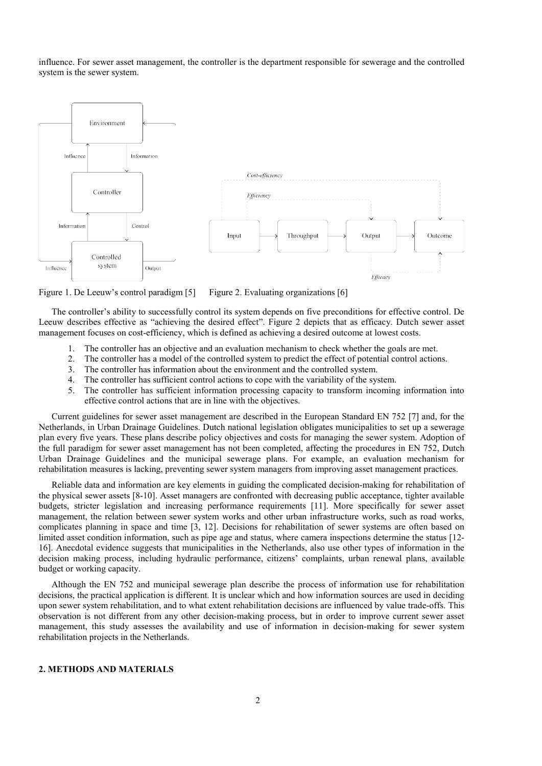influence. For sewer asset management, the controller is the department responsible for sewerage and the controlled system is the sewer system.

Figure 1. De Leeuw's control paradigm [5]     Figure 2. Evaluating organizations [6]

The controller's ability to successfully control its system depends on five preconditions for effective control. De Leeuw describes effective as "achieving the desired effect". Figure 2 depicts that as efficacy. Dutch sewer asset management focuses on cost-efficiency, which is defined as achieving a desired outcome at lowest costs.

1. The controller has an objective and an evaluation mechanism to check whether the goals are met.
2. The controller has a model of the controlled system to predict the effect of potential control actions.
3. The controller has information about the environment and the controlled system.
4. The controller has sufficient control actions to cope with the variability of the system.
5. The controller has sufficient information processing capacity to transform incoming information into effective control actions that are in line with the objectives.

Current guidelines for sewer asset management are described in the European Standard EN 752 [7] and, for the Netherlands, in Urban Drainage Guidelines. Dutch national legislation obligates municipalities to set up a sewerage plan every five years. These plans describe policy objectives and costs for managing the sewer system. Adoption of the full paradigm for sewer asset management has not been completed, affecting the procedures in EN 752, Dutch Urban Drainage Guidelines and the municipal sewerage plans. For example, an evaluation mechanism for rehabilitation measures is lacking, preventing sewer system managers from improving asset management practices.

Reliable data and information are key elements in guiding the complicated decision-making for rehabilitation of the physical sewer assets [8-10]. Asset managers are confronted with decreasing public acceptance, tighter available budgets, stricter legislation and increasing performance requirements [11]. More specifically for sewer asset management, the relation between sewer system works and other urban infrastructure works, such as road works, complicates planning in space and time [3, 12]. Decisions for rehabilitation of sewer systems are often based on limited asset condition information, such as pipe age and status, where camera inspections determine the status [12-16]. Anecdotal evidence suggests that municipalities in the Netherlands, also use other types of information in the decision making process, including hydraulic performance, citizens' complaints, urban renewal plans, available budget or working capacity.

Although the EN 752 and municipal sewerage plan describe the process of information use for rehabilitation decisions, the practical application is different. It is unclear which and how information sources are used in deciding upon sewer system rehabilitation, and to what extent rehabilitation decisions are influenced by value trade-offs. This observation is not different from any other decision-making process, but in order to improve current sewer asset management, this study assesses the availability and use of information in decision-making for sewer system rehabilitation projects in the Netherlands.

## 2. METHODS AND MATERIALS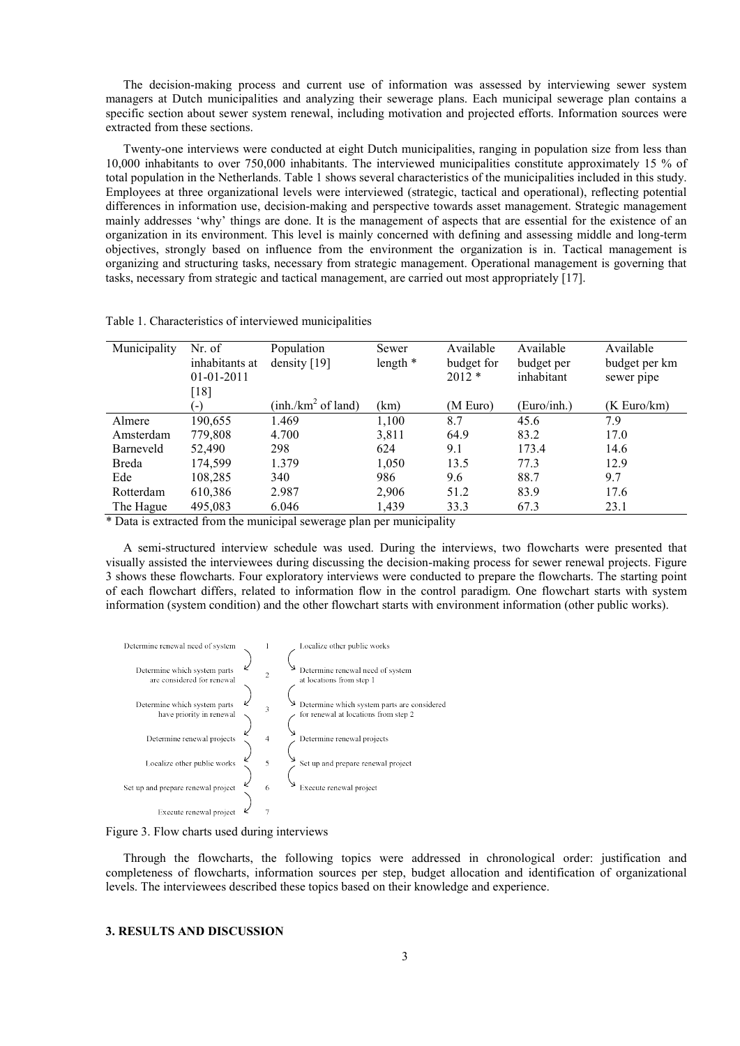The decision-making process and current use of information was assessed by interviewing sewer system managers at Dutch municipalities and analyzing their sewerage plans. Each municipal sewerage plan contains a specific section about sewer system renewal, including motivation and projected efforts. Information sources were extracted from these sections.

Twenty-one interviews were conducted at eight Dutch municipalities, ranging in population size from less than 10,000 inhabitants to over 750,000 inhabitants. The interviewed municipalities constitute approximately 15 % of total population in the Netherlands. Table 1 shows several characteristics of the municipalities included in this study. Employees at three organizational levels were interviewed (strategic, tactical and operational), reflecting potential differences in information use, decision-making and perspective towards asset management. Strategic management mainly addresses 'why' things are done. It is the management of aspects that are essential for the existence of an organization in its environment. This level is mainly concerned with defining and assessing middle and long-term objectives, strongly based on influence from the environment the organization is in. Tactical management is organizing and structuring tasks, necessary from strategic management. Operational management is governing that tasks, necessary from strategic and tactical management, are carried out most appropriately [17].

Table 1. Characteristics of interviewed municipalities

| Municipality | Nr. of inhabitants at 01-01-2011 [18] | Population density [19] | Sewer length * | Available budget for 2012 * | Available budget per inhabitant | Available budget per km sewer pipe |
|---|---|---|---|---|---|---|
| | (-) | (inh./km$^2$ of land) | (km) | (M Euro) | (Euro/inh.) | (K Euro/km) |
| Almere | 190,655 | 1.469 | 1,100 | 8.7 | 45.6 | 7.9 |
| Amsterdam | 779,808 | 4.700 | 3,811 | 64.9 | 83.2 | 17.0 |
| Barneveld | 52,490 | 298 | 624 | 9.1 | 173.4 | 14.6 |
| Breda | 174,599 | 1.379 | 1,050 | 13.5 | 77.3 | 12.9 |
| Ede | 108,285 | 340 | 986 | 9.6 | 88.7 | 9.7 |
| Rotterdam | 610,386 | 2.987 | 2,906 | 51.2 | 83.9 | 17.6 |
| The Hague | 495,083 | 6.046 | 1,439 | 33.3 | 67.3 | 23.1 |

* Data is extracted from the municipal sewerage plan per municipality

A semi-structured interview schedule was used. During the interviews, two flowcharts were presented that visually assisted the interviewees during discussing the decision-making process for sewer renewal projects. Figure 3 shows these flowcharts. Four exploratory interviews were conducted to prepare the flowcharts. The starting point of each flowchart differs, related to information flow in the control paradigm. One flowchart starts with system information (system condition) and the other flowchart starts with environment information (other public works).

| Flowchart 1 | Step | Flowchart 2 |
|---|---|---|
| Determine renewal need of system | 1 | Localize other public works |
| Determine which system parts are considered for renewal | 2 | Determine renewal need of system at locations from step 1 |
| Determine which system parts have priority in renewal | 3 | Determine which system parts are considered for renewal at locations from step 2 |
| Determine renewal projects | 4 | Determine renewal projects |
| Localize other public works | 5 | Set up and prepare renewal project |
| Set up and prepare renewal project | 6 | Execute renewal project |
| Execute renewal project | 7 | |

Figure 3. Flow charts used during interviews

Through the flowcharts, the following topics were addressed in chronological order: justification and completeness of flowcharts, information sources per step, budget allocation and identification of organizational levels. The interviewees described these topics based on their knowledge and experience.

## 3. RESULTS AND DISCUSSION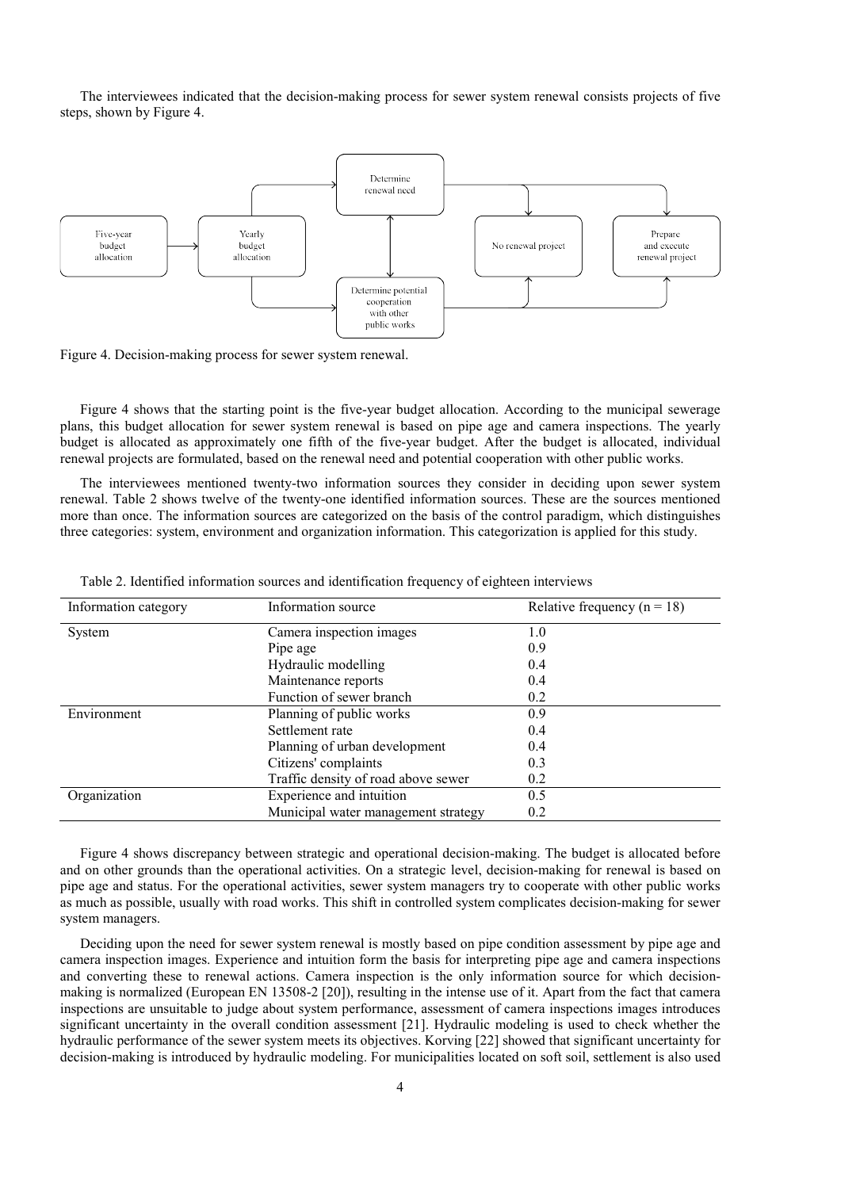The interviewees indicated that the decision-making process for sewer system renewal consists projects of five steps, shown by Figure 4.

Figure 4. Decision-making process for sewer system renewal.

Figure 4 shows that the starting point is the five-year budget allocation. According to the municipal sewerage plans, this budget allocation for sewer system renewal is based on pipe age and camera inspections. The yearly budget is allocated as approximately one fifth of the five-year budget. After the budget is allocated, individual renewal projects are formulated, based on the renewal need and potential cooperation with other public works.

The interviewees mentioned twenty-two information sources they consider in deciding upon sewer system renewal. Table 2 shows twelve of the twenty-one identified information sources. These are the sources mentioned more than once. The information sources are categorized on the basis of the control paradigm, which distinguishes three categories: system, environment and organization information. This categorization is applied for this study.

Table 2. Identified information sources and identification frequency of eighteen interviews

| Information category | Information source | Relative frequency (n = 18) |
| --- | --- | --- |
| System | Camera inspection images | 1.0 |
| | Pipe age | 0.9 |
| | Hydraulic modelling | 0.4 |
| | Maintenance reports | 0.4 |
| | Function of sewer branch | 0.2 |
| Environment | Planning of public works | 0.9 |
| | Settlement rate | 0.4 |
| | Planning of urban development | 0.4 |
| | Citizens' complaints | 0.3 |
| | Traffic density of road above sewer | 0.2 |
| Organization | Experience and intuition | 0.5 |
| | Municipal water management strategy | 0.2 |

Figure 4 shows discrepancy between strategic and operational decision-making. The budget is allocated before and on other grounds than the operational activities. On a strategic level, decision-making for renewal is based on pipe age and status. For the operational activities, sewer system managers try to cooperate with other public works as much as possible, usually with road works. This shift in controlled system complicates decision-making for sewer system managers.

Deciding upon the need for sewer system renewal is mostly based on pipe condition assessment by pipe age and camera inspection images. Experience and intuition form the basis for interpreting pipe age and camera inspections and converting these to renewal actions. Camera inspection is the only information source for which decision-making is normalized (European EN 13508-2 [20]), resulting in the intense use of it. Apart from the fact that camera inspections are unsuitable to judge about system performance, assessment of camera inspections images introduces significant uncertainty in the overall condition assessment [21]. Hydraulic modeling is used to check whether the hydraulic performance of the sewer system meets its objectives. Korving [22] showed that significant uncertainty for decision-making is introduced by hydraulic modeling. For municipalities located on soft soil, settlement is also used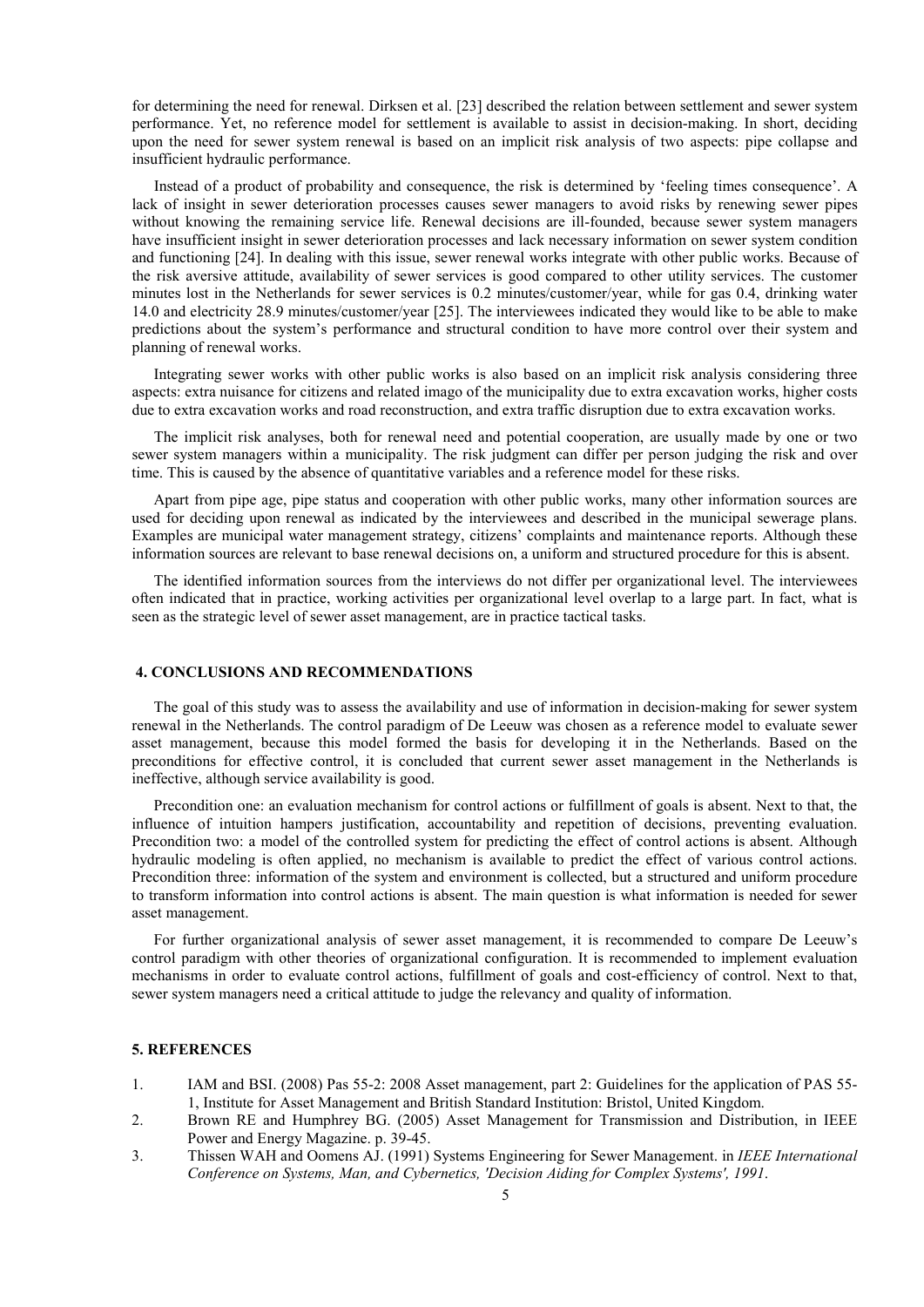for determining the need for renewal. Dirksen et al. [23] described the relation between settlement and sewer system performance. Yet, no reference model for settlement is available to assist in decision-making. In short, deciding upon the need for sewer system renewal is based on an implicit risk analysis of two aspects: pipe collapse and insufficient hydraulic performance.

Instead of a product of probability and consequence, the risk is determined by 'feeling times consequence'. A lack of insight in sewer deterioration processes causes sewer managers to avoid risks by renewing sewer pipes without knowing the remaining service life. Renewal decisions are ill-founded, because sewer system managers have insufficient insight in sewer deterioration processes and lack necessary information on sewer system condition and functioning [24]. In dealing with this issue, sewer renewal works integrate with other public works. Because of the risk aversive attitude, availability of sewer services is good compared to other utility services. The customer minutes lost in the Netherlands for sewer services is 0.2 minutes/customer/year, while for gas 0.4, drinking water 14.0 and electricity 28.9 minutes/customer/year [25]. The interviewees indicated they would like to be able to make predictions about the system's performance and structural condition to have more control over their system and planning of renewal works.

Integrating sewer works with other public works is also based on an implicit risk analysis considering three aspects: extra nuisance for citizens and related imago of the municipality due to extra excavation works, higher costs due to extra excavation works and road reconstruction, and extra traffic disruption due to extra excavation works.

The implicit risk analyses, both for renewal need and potential cooperation, are usually made by one or two sewer system managers within a municipality. The risk judgment can differ per person judging the risk and over time. This is caused by the absence of quantitative variables and a reference model for these risks.

Apart from pipe age, pipe status and cooperation with other public works, many other information sources are used for deciding upon renewal as indicated by the interviewees and described in the municipal sewerage plans. Examples are municipal water management strategy, citizens' complaints and maintenance reports. Although these information sources are relevant to base renewal decisions on, a uniform and structured procedure for this is absent.

The identified information sources from the interviews do not differ per organizational level. The interviewees often indicated that in practice, working activities per organizational level overlap to a large part. In fact, what is seen as the strategic level of sewer asset management, are in practice tactical tasks.

## 4. CONCLUSIONS AND RECOMMENDATIONS

The goal of this study was to assess the availability and use of information in decision-making for sewer system renewal in the Netherlands. The control paradigm of De Leeuw was chosen as a reference model to evaluate sewer asset management, because this model formed the basis for developing it in the Netherlands. Based on the preconditions for effective control, it is concluded that current sewer asset management in the Netherlands is ineffective, although service availability is good.

Precondition one: an evaluation mechanism for control actions or fulfillment of goals is absent. Next to that, the influence of intuition hampers justification, accountability and repetition of decisions, preventing evaluation. Precondition two: a model of the controlled system for predicting the effect of control actions is absent. Although hydraulic modeling is often applied, no mechanism is available to predict the effect of various control actions. Precondition three: information of the system and environment is collected, but a structured and uniform procedure to transform information into control actions is absent. The main question is what information is needed for sewer asset management.

For further organizational analysis of sewer asset management, it is recommended to compare De Leeuw's control paradigm with other theories of organizational configuration. It is recommended to implement evaluation mechanisms in order to evaluate control actions, fulfillment of goals and cost-efficiency of control. Next to that, sewer system managers need a critical attitude to judge the relevancy and quality of information.

## 5. REFERENCES

1. IAM and BSI. (2008) Pas 55-2: 2008 Asset management, part 2: Guidelines for the application of PAS 55-1, Institute for Asset Management and British Standard Institution: Bristol, United Kingdom.
2. Brown RE and Humphrey BG. (2005) Asset Management for Transmission and Distribution, in IEEE Power and Energy Magazine. p. 39-45.
3. Thissen WAH and Oomens AJ. (1991) Systems Engineering for Sewer Management. in *IEEE International Conference on Systems, Man, and Cybernetics, 'Decision Aiding for Complex Systems', 1991*.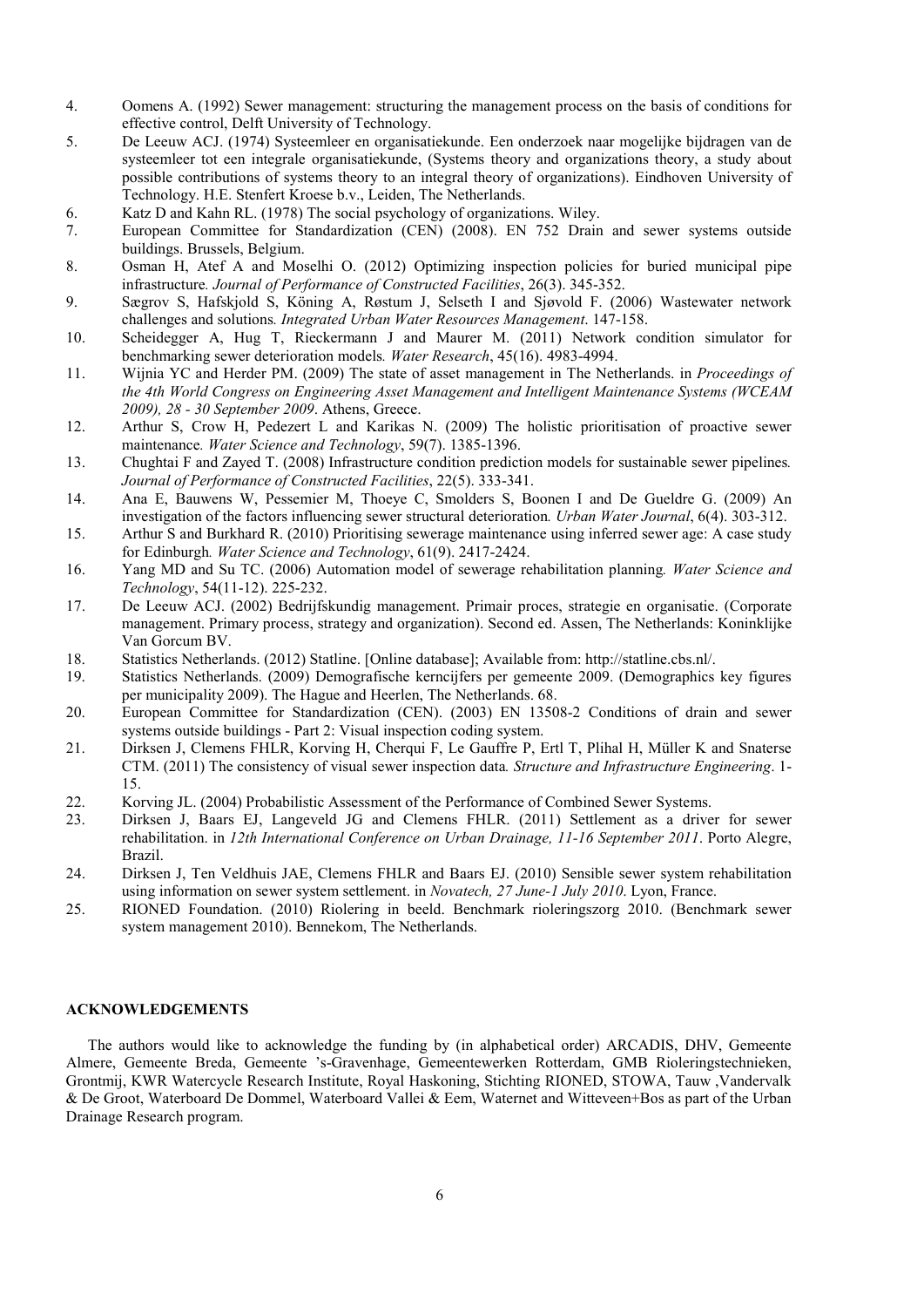4. Oomens A. (1992) Sewer management: structuring the management process on the basis of conditions for effective control, Delft University of Technology.
5. De Leeuw ACJ. (1974) Systeemleer en organisatiekunde. Een onderzoek naar mogelijke bijdragen van de systeemleer tot een integrale organisatiekunde, (Systems theory and organizations theory, a study about possible contributions of systems theory to an integral theory of organizations). Eindhoven University of Technology. H.E. Stenfert Kroese b.v., Leiden, The Netherlands.
6. Katz D and Kahn RL. (1978) The social psychology of organizations. Wiley.
7. European Committee for Standardization (CEN) (2008). EN 752 Drain and sewer systems outside buildings. Brussels, Belgium.
8. Osman H, Atef A and Moselhi O. (2012) Optimizing inspection policies for buried municipal pipe infrastructure*. Journal of Performance of Constructed Facilities*, 26(3). 345-352.
9. Sægrov S, Hafskjold S, Köning A, Røstum J, Selseth I and Sjøvold F. (2006) Wastewater network challenges and solutions*. Integrated Urban Water Resources Management*. 147-158.
10. Scheidegger A, Hug T, Rieckermann J and Maurer M. (2011) Network condition simulator for benchmarking sewer deterioration models*. Water Research*, 45(16). 4983-4994.
11. Wijnia YC and Herder PM. (2009) The state of asset management in The Netherlands. in *Proceedings of the 4th World Congress on Engineering Asset Management and Intelligent Maintenance Systems (WCEAM 2009), 28 - 30 September 2009*. Athens, Greece.
12. Arthur S, Crow H, Pedezert L and Karikas N. (2009) The holistic prioritisation of proactive sewer maintenance*. Water Science and Technology*, 59(7). 1385-1396.
13. Chughtai F and Zayed T. (2008) Infrastructure condition prediction models for sustainable sewer pipelines*. Journal of Performance of Constructed Facilities*, 22(5). 333-341.
14. Ana E, Bauwens W, Pessemier M, Thoeye C, Smolders S, Boonen I and De Gueldre G. (2009) An investigation of the factors influencing sewer structural deterioration*. Urban Water Journal*, 6(4). 303-312.
15. Arthur S and Burkhard R. (2010) Prioritising sewerage maintenance using inferred sewer age: A case study for Edinburgh*. Water Science and Technology*, 61(9). 2417-2424.
16. Yang MD and Su TC. (2006) Automation model of sewerage rehabilitation planning*. Water Science and Technology*, 54(11-12). 225-232.
17. De Leeuw ACJ. (2002) Bedrijfskundig management. Primair proces, strategie en organisatie. (Corporate management. Primary process, strategy and organization). Second ed. Assen, The Netherlands: Koninklijke Van Gorcum BV.
18. Statistics Netherlands. (2012) Statline. [Online database]; Available from: http://statline.cbs.nl/.
19. Statistics Netherlands. (2009) Demografische kerncijfers per gemeente 2009. (Demographics key figures per municipality 2009). The Hague and Heerlen, The Netherlands. 68.
20. European Committee for Standardization (CEN). (2003) EN 13508-2 Conditions of drain and sewer systems outside buildings - Part 2: Visual inspection coding system.
21. Dirksen J, Clemens FHLR, Korving H, Cherqui F, Le Gauffre P, Ertl T, Plihal H, Müller K and Snaterse CTM. (2011) The consistency of visual sewer inspection data*. Structure and Infrastructure Engineering*. 1-15.
22. Korving JL. (2004) Probabilistic Assessment of the Performance of Combined Sewer Systems.
23. Dirksen J, Baars EJ, Langeveld JG and Clemens FHLR. (2011) Settlement as a driver for sewer rehabilitation. in *12th International Conference on Urban Drainage, 11-16 September 2011*. Porto Alegre, Brazil.
24. Dirksen J, Ten Veldhuis JAE, Clemens FHLR and Baars EJ. (2010) Sensible sewer system rehabilitation using information on sewer system settlement. in *Novatech, 27 June-1 July 2010*. Lyon, France.
25. RIONED Foundation. (2010) Riolering in beeld. Benchmark rioleringszorg 2010. (Benchmark sewer system management 2010). Bennekom, The Netherlands.

## ACKNOWLEDGEMENTS

The authors would like to acknowledge the funding by (in alphabetical order) ARCADIS, DHV, Gemeente Almere, Gemeente Breda, Gemeente 's-Gravenhage, Gemeentewerken Rotterdam, GMB Rioleringstechnieken, Grontmij, KWR Watercycle Research Institute, Royal Haskoning, Stichting RIONED, STOWA, Tauw ,Vandervalk & De Groot, Waterboard De Dommel, Waterboard Vallei & Eem, Waternet and Witteveen+Bos as part of the Urban Drainage Research program.